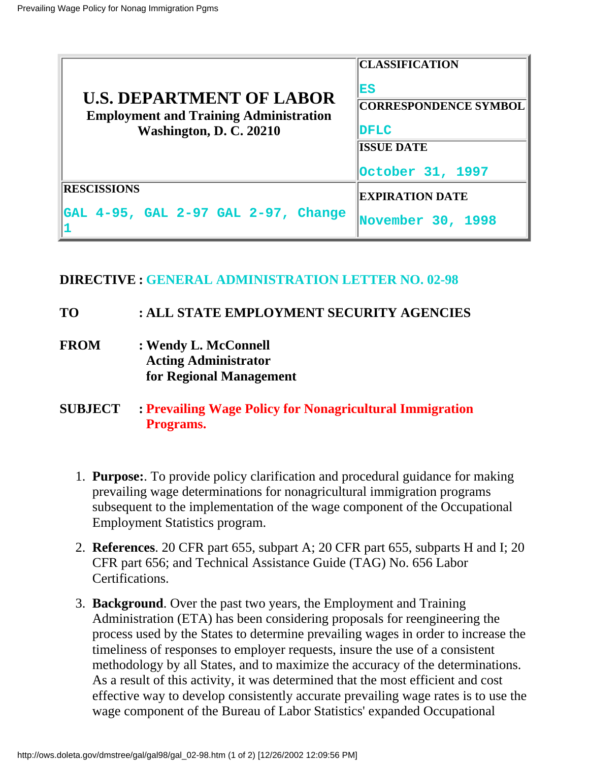| U.S. DEPARTMENT OF LABOR<br>Employment and Training Administration<br>Washington, D. C. 20210 | CLASSIFICATION<br>ES |
|---|---|
| | CORRESPONDENCE SYMBOL<br>DFLC |
| | ISSUE DATE<br>October 31, 1997 |
| RESCISSIONS<br>GAL 4-95, GAL 2-97 GAL 2-97, Change 1 | EXPIRATION DATE<br>November 30, 1998 |

**DIRECTIVE : GENERAL ADMINISTRATION LETTER NO. 02-98**

**TO : ALL STATE EMPLOYMENT SECURITY AGENCIES**

**FROM : Wendy L. McConnell**
**Acting Administrator**
**for Regional Management**

**SUBJECT : Prevailing Wage Policy for Nonagricultural Immigration Programs.**

1. **Purpose:**. To provide policy clarification and procedural guidance for making prevailing wage determinations for nonagricultural immigration programs subsequent to the implementation of the wage component of the Occupational Employment Statistics program.

2. **References**. 20 CFR part 655, subpart A; 20 CFR part 655, subparts H and I; 20 CFR part 656; and Technical Assistance Guide (TAG) No. 656 Labor Certifications.

3. **Background**. Over the past two years, the Employment and Training Administration (ETA) has been considering proposals for reengineering the process used by the States to determine prevailing wages in order to increase the timeliness of responses to employer requests, insure the use of a consistent methodology by all States, and to maximize the accuracy of the determinations. As a result of this activity, it was determined that the most efficient and cost effective way to develop consistently accurate prevailing wage rates is to use the wage component of the Bureau of Labor Statistics' expanded Occupational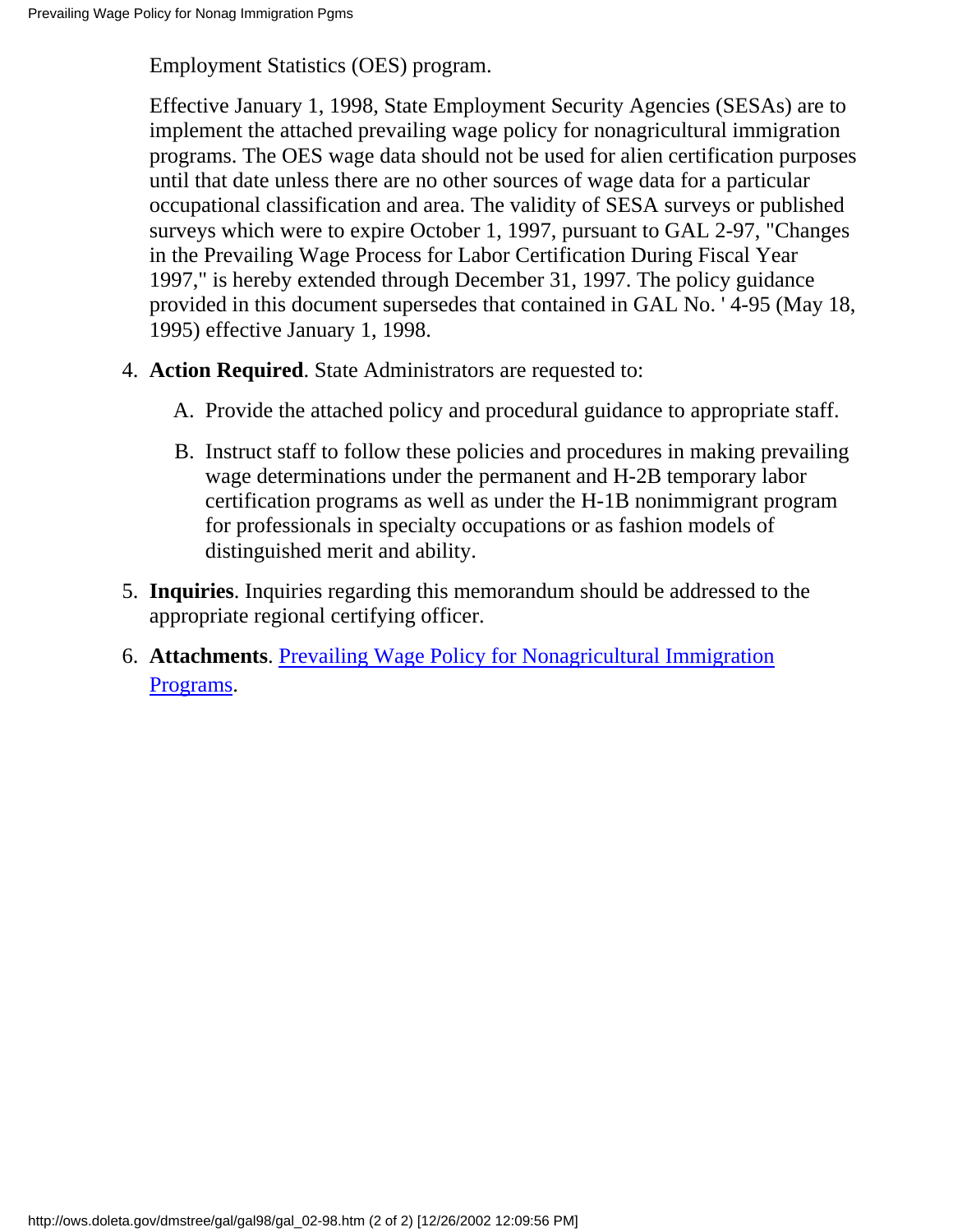Employment Statistics (OES) program.

Effective January 1, 1998, State Employment Security Agencies (SESAs) are to implement the attached prevailing wage policy for nonagricultural immigration programs. The OES wage data should not be used for alien certification purposes until that date unless there are no other sources of wage data for a particular occupational classification and area. The validity of SESA surveys or published surveys which were to expire October 1, 1997, pursuant to GAL 2-97, "Changes in the Prevailing Wage Process for Labor Certification During Fiscal Year 1997," is hereby extended through December 31, 1997. The policy guidance provided in this document supersedes that contained in GAL No. ' 4-95 (May 18, 1995) effective January 1, 1998.

4. **Action Required**. State Administrators are requested to:

   A. Provide the attached policy and procedural guidance to appropriate staff.

   B. Instruct staff to follow these policies and procedures in making prevailing wage determinations under the permanent and H-2B temporary labor certification programs as well as under the H-1B nonimmigrant program for professionals in specialty occupations or as fashion models of distinguished merit and ability.

5. **Inquiries**. Inquiries regarding this memorandum should be addressed to the appropriate regional certifying officer.

6. **Attachments**. Prevailing Wage Policy for Nonagricultural Immigration Programs.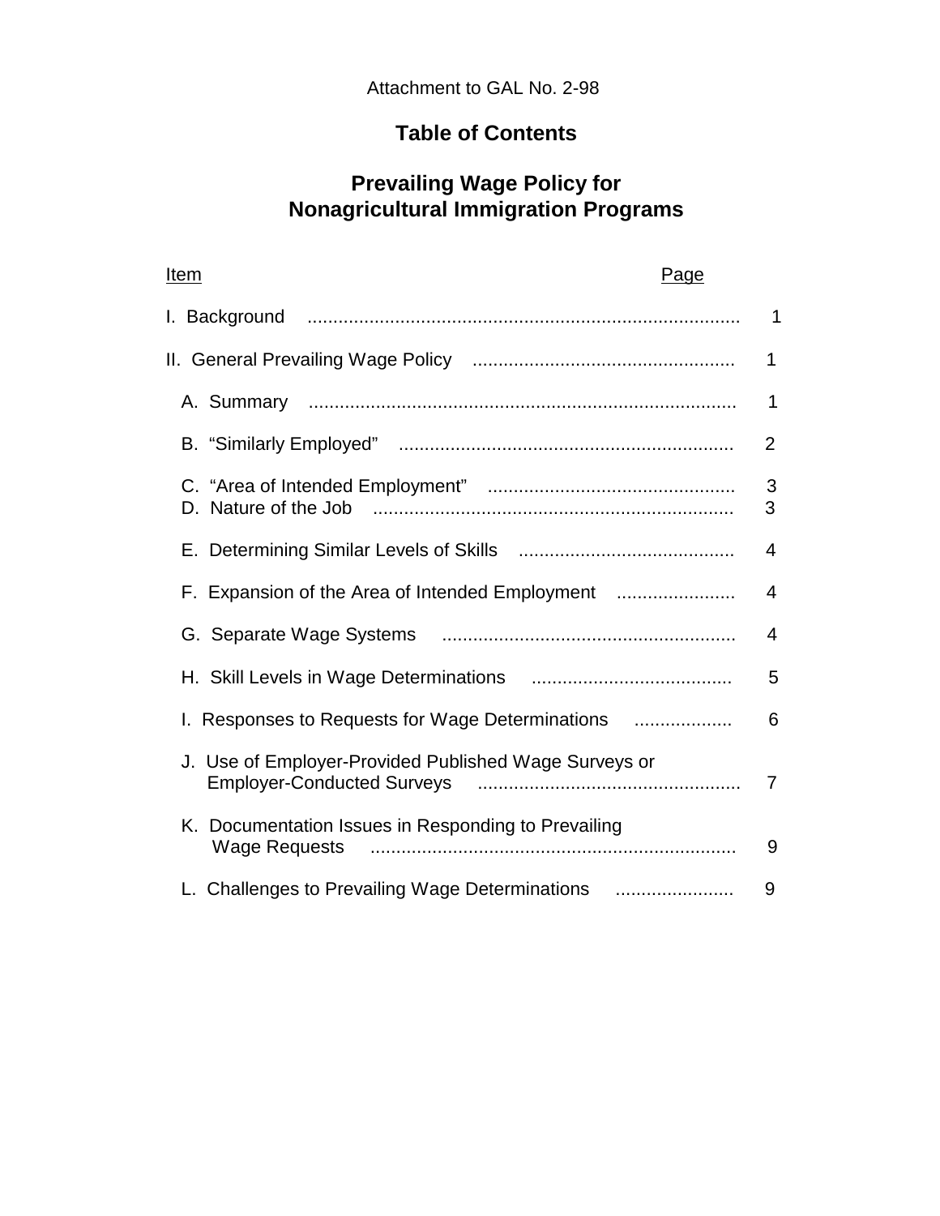Attachment to GAL No. 2-98

# Table of Contents

## Prevailing Wage Policy for Nonagricultural Immigration Programs

| Item | Page |
|---|---|
| I. Background | 1 |
| II. General Prevailing Wage Policy | 1 |
| A. Summary | 1 |
| B. “Similarly Employed” | 2 |
| C. “Area of Intended Employment” | 3 |
| D. Nature of the Job | 3 |
| E. Determining Similar Levels of Skills | 4 |
| F. Expansion of the Area of Intended Employment | 4 |
| G. Separate Wage Systems | 4 |
| H. Skill Levels in Wage Determinations | 5 |
| I. Responses to Requests for Wage Determinations | 6 |
| J. Use of Employer-Provided Published Wage Surveys or Employer-Conducted Surveys | 7 |
| K. Documentation Issues in Responding to Prevailing Wage Requests | 9 |
| L. Challenges to Prevailing Wage Determinations | 9 |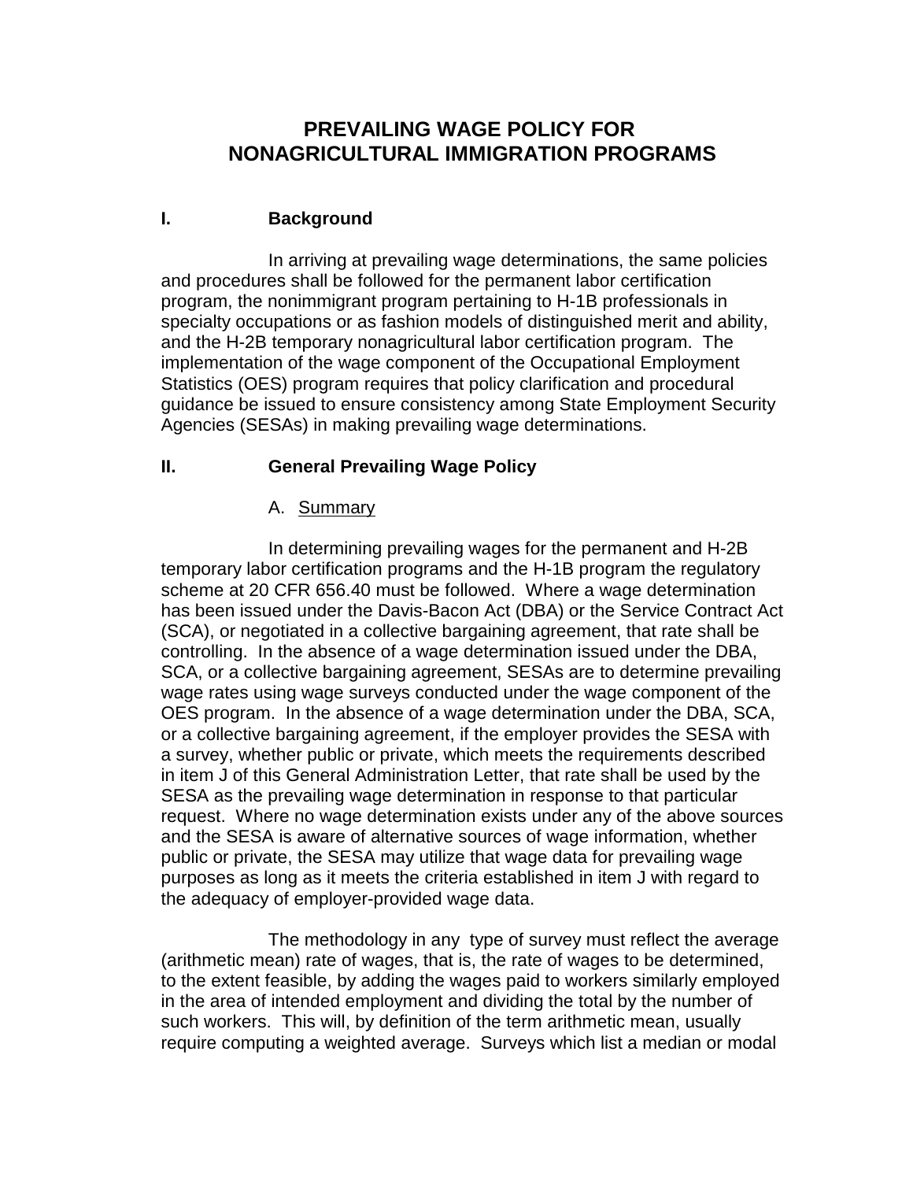# PREVAILING WAGE POLICY FOR NONAGRICULTURAL IMMIGRATION PROGRAMS

## I. Background

In arriving at prevailing wage determinations, the same policies and procedures shall be followed for the permanent labor certification program, the nonimmigrant program pertaining to H-1B professionals in specialty occupations or as fashion models of distinguished merit and ability, and the H-2B temporary nonagricultural labor certification program. The implementation of the wage component of the Occupational Employment Statistics (OES) program requires that policy clarification and procedural guidance be issued to ensure consistency among State Employment Security Agencies (SESAs) in making prevailing wage determinations.

## II. General Prevailing Wage Policy

### A. Summary

In determining prevailing wages for the permanent and H-2B temporary labor certification programs and the H-1B program the regulatory scheme at 20 CFR 656.40 must be followed. Where a wage determination has been issued under the Davis-Bacon Act (DBA) or the Service Contract Act (SCA), or negotiated in a collective bargaining agreement, that rate shall be controlling. In the absence of a wage determination issued under the DBA, SCA, or a collective bargaining agreement, SESAs are to determine prevailing wage rates using wage surveys conducted under the wage component of the OES program. In the absence of a wage determination under the DBA, SCA, or a collective bargaining agreement, if the employer provides the SESA with a survey, whether public or private, which meets the requirements described in item J of this General Administration Letter, that rate shall be used by the SESA as the prevailing wage determination in response to that particular request. Where no wage determination exists under any of the above sources and the SESA is aware of alternative sources of wage information, whether public or private, the SESA may utilize that wage data for prevailing wage purposes as long as it meets the criteria established in item J with regard to the adequacy of employer-provided wage data.

The methodology in any type of survey must reflect the average (arithmetic mean) rate of wages, that is, the rate of wages to be determined, to the extent feasible, by adding the wages paid to workers similarly employed in the area of intended employment and dividing the total by the number of such workers. This will, by definition of the term arithmetic mean, usually require computing a weighted average. Surveys which list a median or modal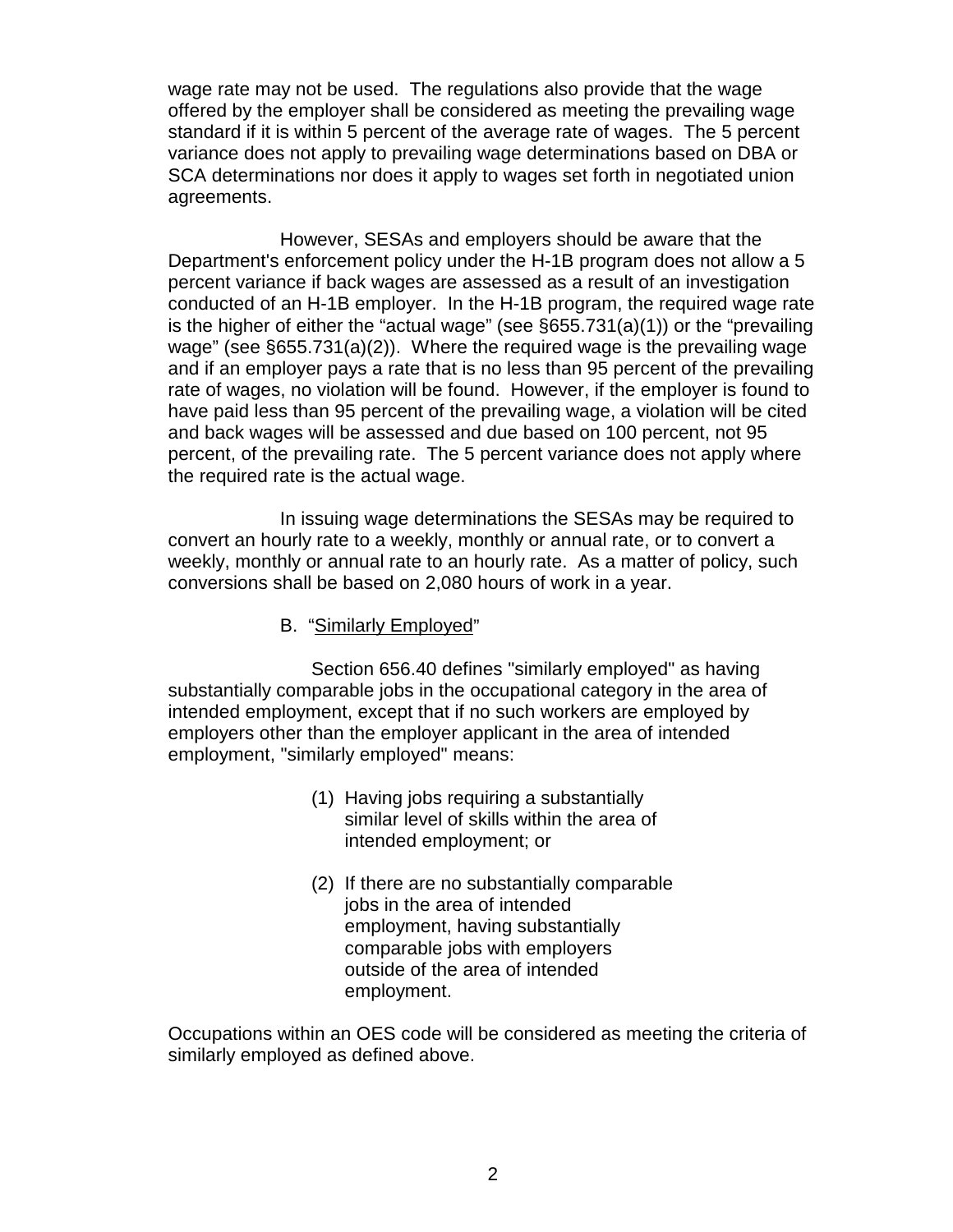wage rate may not be used. The regulations also provide that the wage offered by the employer shall be considered as meeting the prevailing wage standard if it is within 5 percent of the average rate of wages. The 5 percent variance does not apply to prevailing wage determinations based on DBA or SCA determinations nor does it apply to wages set forth in negotiated union agreements.

However, SESAs and employers should be aware that the Department's enforcement policy under the H-1B program does not allow a 5 percent variance if back wages are assessed as a result of an investigation conducted of an H-1B employer. In the H-1B program, the required wage rate is the higher of either the "actual wage" (see §655.731(a)(1)) or the "prevailing wage" (see §655.731(a)(2)). Where the required wage is the prevailing wage and if an employer pays a rate that is no less than 95 percent of the prevailing rate of wages, no violation will be found. However, if the employer is found to have paid less than 95 percent of the prevailing wage, a violation will be cited and back wages will be assessed and due based on 100 percent, not 95 percent, of the prevailing rate. The 5 percent variance does not apply where the required rate is the actual wage.

In issuing wage determinations the SESAs may be required to convert an hourly rate to a weekly, monthly or annual rate, or to convert a weekly, monthly or annual rate to an hourly rate. As a matter of policy, such conversions shall be based on 2,080 hours of work in a year.

B. "Similarly Employed"

Section 656.40 defines "similarly employed" as having substantially comparable jobs in the occupational category in the area of intended employment, except that if no such workers are employed by employers other than the employer applicant in the area of intended employment, "similarly employed" means:

(1) Having jobs requiring a substantially similar level of skills within the area of intended employment; or

(2) If there are no substantially comparable jobs in the area of intended employment, having substantially comparable jobs with employers outside of the area of intended employment.

Occupations within an OES code will be considered as meeting the criteria of similarly employed as defined above.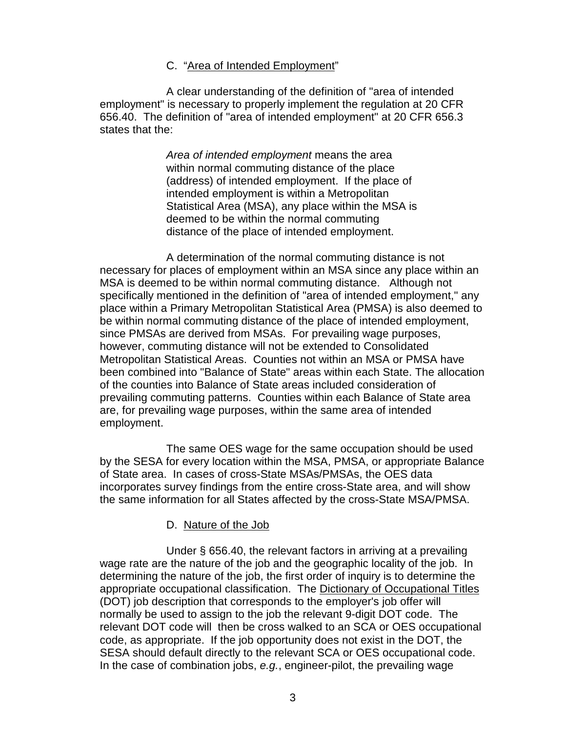C. "<u>Area of Intended Employment</u>"

A clear understanding of the definition of "area of intended employment" is necessary to properly implement the regulation at 20 CFR 656.40. The definition of "area of intended employment" at 20 CFR 656.3 states that the:

> *Area of intended employment* means the area within normal commuting distance of the place (address) of intended employment. If the place of intended employment is within a Metropolitan Statistical Area (MSA), any place within the MSA is deemed to be within the normal commuting distance of the place of intended employment.

A determination of the normal commuting distance is not necessary for places of employment within an MSA since any place within an MSA is deemed to be within normal commuting distance. Although not specifically mentioned in the definition of "area of intended employment," any place within a Primary Metropolitan Statistical Area (PMSA) is also deemed to be within normal commuting distance of the place of intended employment, since PMSAs are derived from MSAs. For prevailing wage purposes, however, commuting distance will not be extended to Consolidated Metropolitan Statistical Areas. Counties not within an MSA or PMSA have been combined into "Balance of State" areas within each State. The allocation of the counties into Balance of State areas included consideration of prevailing commuting patterns. Counties within each Balance of State area are, for prevailing wage purposes, within the same area of intended employment.

The same OES wage for the same occupation should be used by the SESA for every location within the MSA, PMSA, or appropriate Balance of State area. In cases of cross-State MSAs/PMSAs, the OES data incorporates survey findings from the entire cross-State area, and will show the same information for all States affected by the cross-State MSA/PMSA.

D. <u>Nature of the Job</u>

Under § 656.40, the relevant factors in arriving at a prevailing wage rate are the nature of the job and the geographic locality of the job. In determining the nature of the job, the first order of inquiry is to determine the appropriate occupational classification. The <u>Dictionary of Occupational Titles</u> (DOT) job description that corresponds to the employer's job offer will normally be used to assign to the job the relevant 9-digit DOT code. The relevant DOT code will then be cross walked to an SCA or OES occupational code, as appropriate. If the job opportunity does not exist in the DOT, the SESA should default directly to the relevant SCA or OES occupational code. In the case of combination jobs, *e.g.*, engineer-pilot, the prevailing wage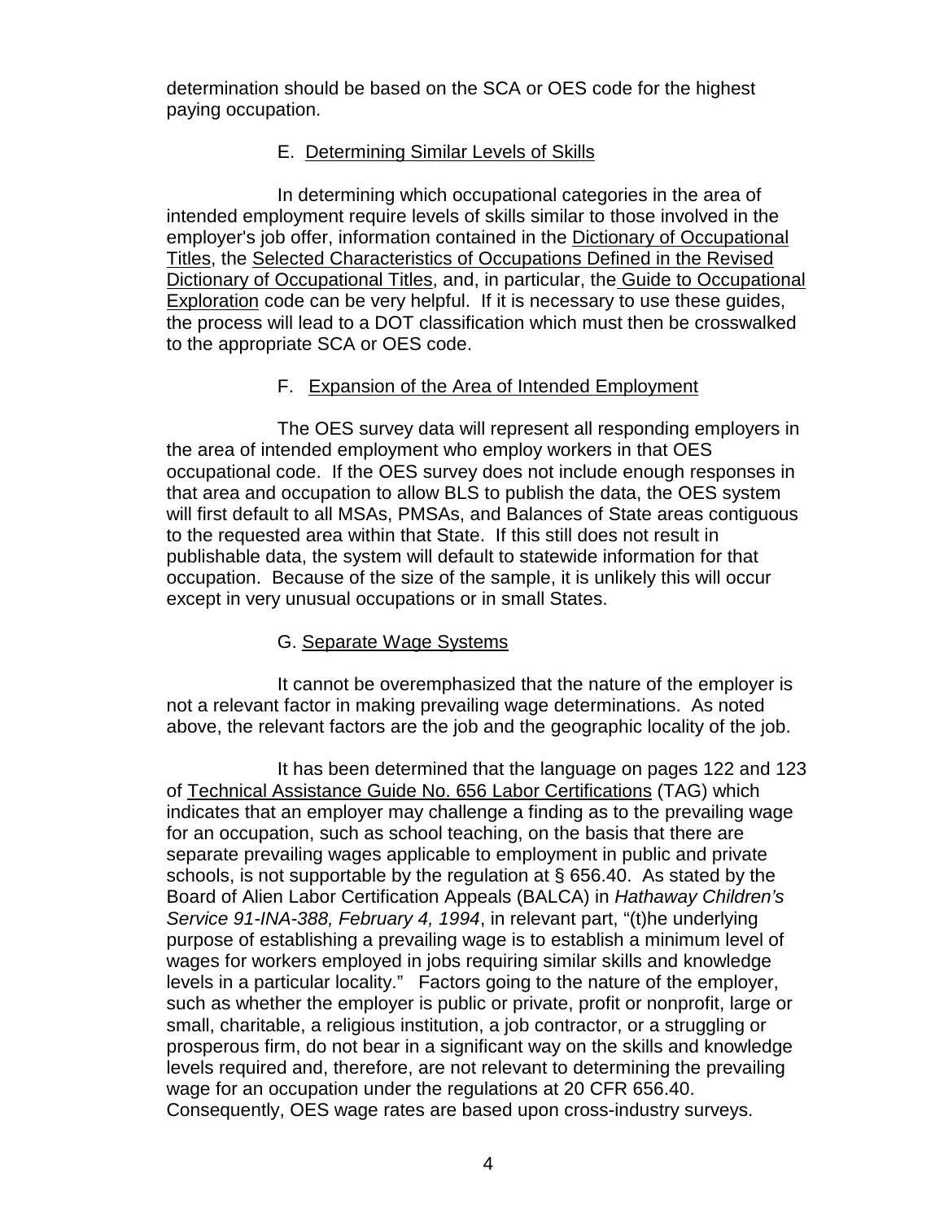determination should be based on the SCA or OES code for the highest paying occupation.

### E. Determining Similar Levels of Skills

In determining which occupational categories in the area of intended employment require levels of skills similar to those involved in the employer's job offer, information contained in the Dictionary of Occupational Titles, the Selected Characteristics of Occupations Defined in the Revised Dictionary of Occupational Titles, and, in particular, the Guide to Occupational Exploration code can be very helpful. If it is necessary to use these guides, the process will lead to a DOT classification which must then be crosswalked to the appropriate SCA or OES code.

### F. Expansion of the Area of Intended Employment

The OES survey data will represent all responding employers in the area of intended employment who employ workers in that OES occupational code. If the OES survey does not include enough responses in that area and occupation to allow BLS to publish the data, the OES system will first default to all MSAs, PMSAs, and Balances of State areas contiguous to the requested area within that State. If this still does not result in publishable data, the system will default to statewide information for that occupation. Because of the size of the sample, it is unlikely this will occur except in very unusual occupations or in small States.

### G. Separate Wage Systems

It cannot be overemphasized that the nature of the employer is not a relevant factor in making prevailing wage determinations. As noted above, the relevant factors are the job and the geographic locality of the job.

It has been determined that the language on pages 122 and 123 of Technical Assistance Guide No. 656 Labor Certifications (TAG) which indicates that an employer may challenge a finding as to the prevailing wage for an occupation, such as school teaching, on the basis that there are separate prevailing wages applicable to employment in public and private schools, is not supportable by the regulation at § 656.40. As stated by the Board of Alien Labor Certification Appeals (BALCA) in *Hathaway Children's Service 91-INA-388, February 4, 1994*, in relevant part, "(t)he underlying purpose of establishing a prevailing wage is to establish a minimum level of wages for workers employed in jobs requiring similar skills and knowledge levels in a particular locality." Factors going to the nature of the employer, such as whether the employer is public or private, profit or nonprofit, large or small, charitable, a religious institution, a job contractor, or a struggling or prosperous firm, do not bear in a significant way on the skills and knowledge levels required and, therefore, are not relevant to determining the prevailing wage for an occupation under the regulations at 20 CFR 656.40. Consequently, OES wage rates are based upon cross-industry surveys.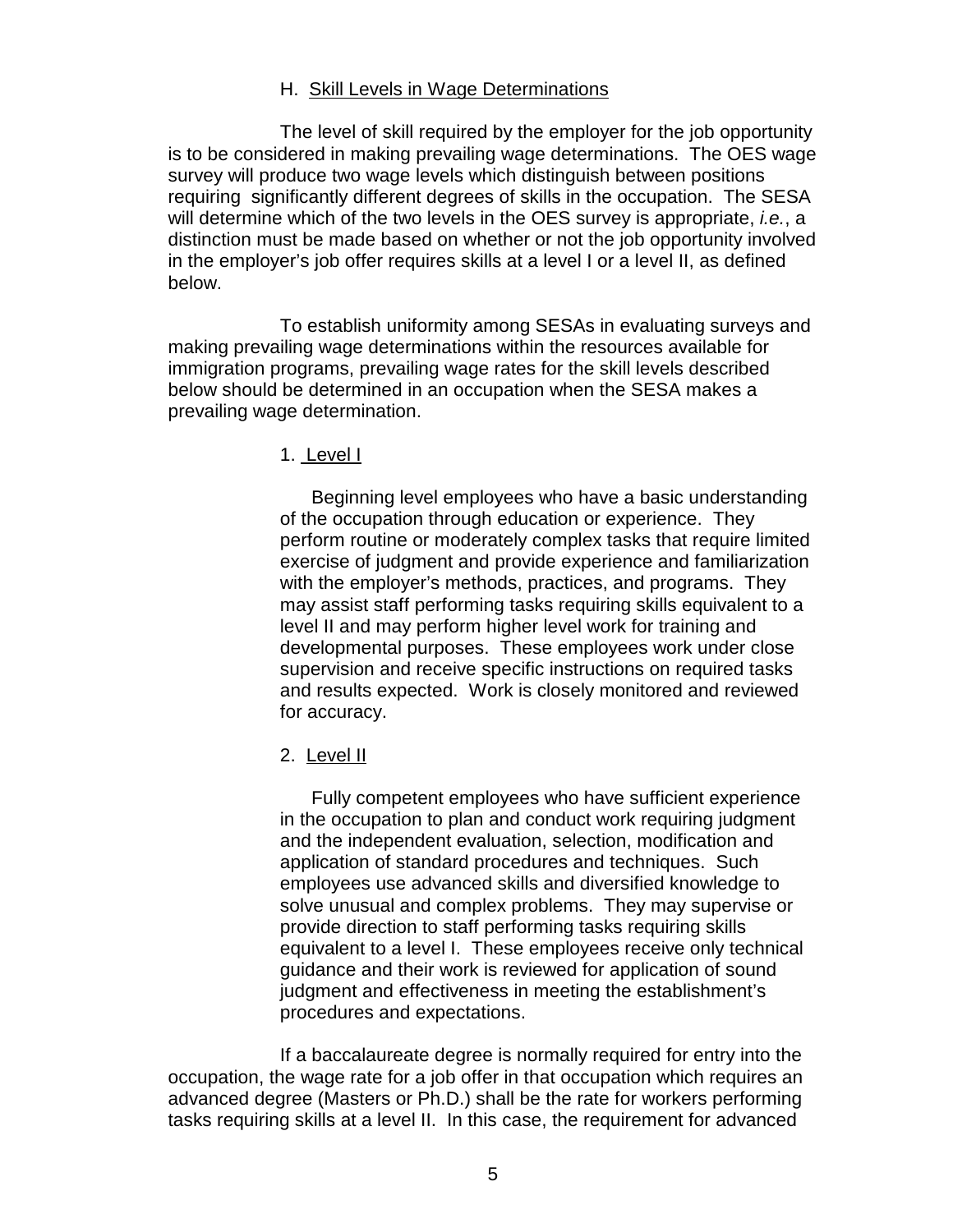### H. Skill Levels in Wage Determinations

The level of skill required by the employer for the job opportunity is to be considered in making prevailing wage determinations. The OES wage survey will produce two wage levels which distinguish between positions requiring significantly different degrees of skills in the occupation. The SESA will determine which of the two levels in the OES survey is appropriate, *i.e.*, a distinction must be made based on whether or not the job opportunity involved in the employer's job offer requires skills at a level I or a level II, as defined below.

To establish uniformity among SESAs in evaluating surveys and making prevailing wage determinations within the resources available for immigration programs, prevailing wage rates for the skill levels described below should be determined in an occupation when the SESA makes a prevailing wage determination.

1. Level I

Beginning level employees who have a basic understanding of the occupation through education or experience. They perform routine or moderately complex tasks that require limited exercise of judgment and provide experience and familiarization with the employer's methods, practices, and programs. They may assist staff performing tasks requiring skills equivalent to a level II and may perform higher level work for training and developmental purposes. These employees work under close supervision and receive specific instructions on required tasks and results expected. Work is closely monitored and reviewed for accuracy.

2. Level II

Fully competent employees who have sufficient experience in the occupation to plan and conduct work requiring judgment and the independent evaluation, selection, modification and application of standard procedures and techniques. Such employees use advanced skills and diversified knowledge to solve unusual and complex problems. They may supervise or provide direction to staff performing tasks requiring skills equivalent to a level I. These employees receive only technical guidance and their work is reviewed for application of sound judgment and effectiveness in meeting the establishment's procedures and expectations.

If a baccalaureate degree is normally required for entry into the occupation, the wage rate for a job offer in that occupation which requires an advanced degree (Masters or Ph.D.) shall be the rate for workers performing tasks requiring skills at a level II. In this case, the requirement for advanced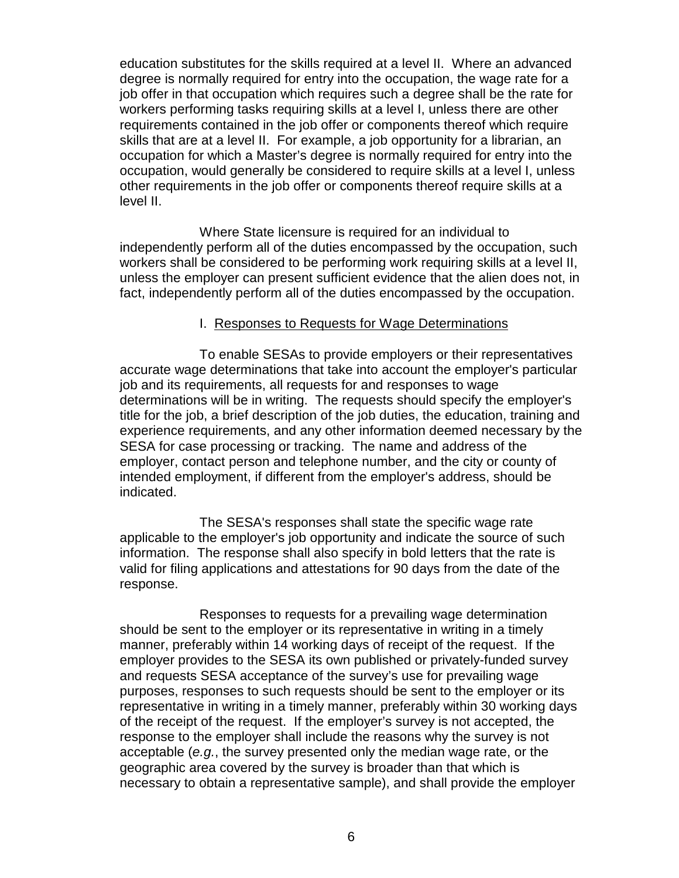education substitutes for the skills required at a level II. Where an advanced degree is normally required for entry into the occupation, the wage rate for a job offer in that occupation which requires such a degree shall be the rate for workers performing tasks requiring skills at a level I, unless there are other requirements contained in the job offer or components thereof which require skills that are at a level II. For example, a job opportunity for a librarian, an occupation for which a Master's degree is normally required for entry into the occupation, would generally be considered to require skills at a level I, unless other requirements in the job offer or components thereof require skills at a level II.

Where State licensure is required for an individual to independently perform all of the duties encompassed by the occupation, such workers shall be considered to be performing work requiring skills at a level II, unless the employer can present sufficient evidence that the alien does not, in fact, independently perform all of the duties encompassed by the occupation.

I. Responses to Requests for Wage Determinations

To enable SESAs to provide employers or their representatives accurate wage determinations that take into account the employer's particular job and its requirements, all requests for and responses to wage determinations will be in writing. The requests should specify the employer's title for the job, a brief description of the job duties, the education, training and experience requirements, and any other information deemed necessary by the SESA for case processing or tracking. The name and address of the employer, contact person and telephone number, and the city or county of intended employment, if different from the employer's address, should be indicated.

The SESA's responses shall state the specific wage rate applicable to the employer's job opportunity and indicate the source of such information. The response shall also specify in bold letters that the rate is valid for filing applications and attestations for 90 days from the date of the response.

Responses to requests for a prevailing wage determination should be sent to the employer or its representative in writing in a timely manner, preferably within 14 working days of receipt of the request. If the employer provides to the SESA its own published or privately-funded survey and requests SESA acceptance of the survey's use for prevailing wage purposes, responses to such requests should be sent to the employer or its representative in writing in a timely manner, preferably within 30 working days of the receipt of the request. If the employer's survey is not accepted, the response to the employer shall include the reasons why the survey is not acceptable (*e.g.*, the survey presented only the median wage rate, or the geographic area covered by the survey is broader than that which is necessary to obtain a representative sample), and shall provide the employer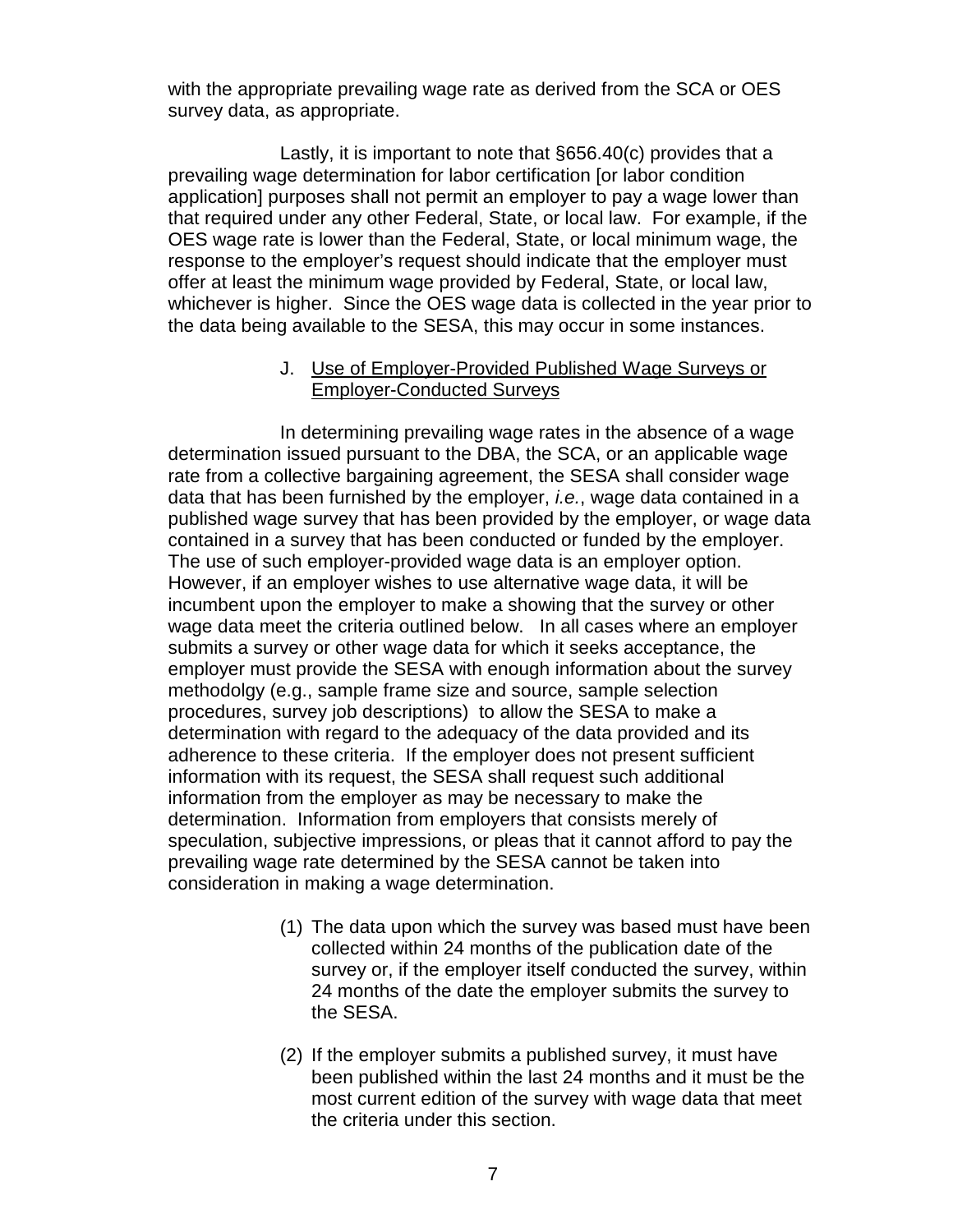with the appropriate prevailing wage rate as derived from the SCA or OES survey data, as appropriate.

Lastly, it is important to note that §656.40(c) provides that a prevailing wage determination for labor certification [or labor condition application] purposes shall not permit an employer to pay a wage lower than that required under any other Federal, State, or local law. For example, if the OES wage rate is lower than the Federal, State, or local minimum wage, the response to the employer's request should indicate that the employer must offer at least the minimum wage provided by Federal, State, or local law, whichever is higher. Since the OES wage data is collected in the year prior to the data being available to the SESA, this may occur in some instances.

J. Use of Employer-Provided Published Wage Surveys or Employer-Conducted Surveys

In determining prevailing wage rates in the absence of a wage determination issued pursuant to the DBA, the SCA, or an applicable wage rate from a collective bargaining agreement, the SESA shall consider wage data that has been furnished by the employer, *i.e.*, wage data contained in a published wage survey that has been provided by the employer, or wage data contained in a survey that has been conducted or funded by the employer. The use of such employer-provided wage data is an employer option. However, if an employer wishes to use alternative wage data, it will be incumbent upon the employer to make a showing that the survey or other wage data meet the criteria outlined below. In all cases where an employer submits a survey or other wage data for which it seeks acceptance, the employer must provide the SESA with enough information about the survey methodolgy (e.g., sample frame size and source, sample selection procedures, survey job descriptions) to allow the SESA to make a determination with regard to the adequacy of the data provided and its adherence to these criteria. If the employer does not present sufficient information with its request, the SESA shall request such additional information from the employer as may be necessary to make the determination. Information from employers that consists merely of speculation, subjective impressions, or pleas that it cannot afford to pay the prevailing wage rate determined by the SESA cannot be taken into consideration in making a wage determination.

(1) The data upon which the survey was based must have been collected within 24 months of the publication date of the survey or, if the employer itself conducted the survey, within 24 months of the date the employer submits the survey to the SESA.

(2) If the employer submits a published survey, it must have been published within the last 24 months and it must be the most current edition of the survey with wage data that meet the criteria under this section.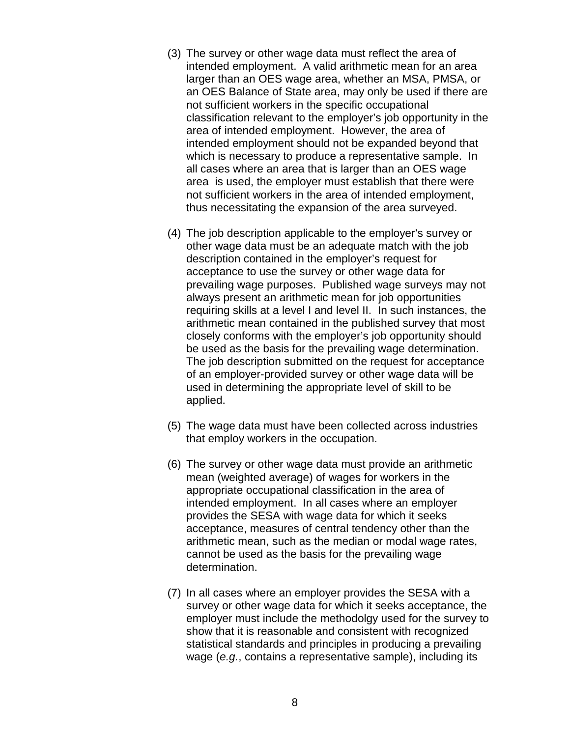(3) The survey or other wage data must reflect the area of intended employment. A valid arithmetic mean for an area larger than an OES wage area, whether an MSA, PMSA, or an OES Balance of State area, may only be used if there are not sufficient workers in the specific occupational classification relevant to the employer's job opportunity in the area of intended employment. However, the area of intended employment should not be expanded beyond that which is necessary to produce a representative sample. In all cases where an area that is larger than an OES wage area is used, the employer must establish that there were not sufficient workers in the area of intended employment, thus necessitating the expansion of the area surveyed.

(4) The job description applicable to the employer's survey or other wage data must be an adequate match with the job description contained in the employer's request for acceptance to use the survey or other wage data for prevailing wage purposes. Published wage surveys may not always present an arithmetic mean for job opportunities requiring skills at a level I and level II. In such instances, the arithmetic mean contained in the published survey that most closely conforms with the employer's job opportunity should be used as the basis for the prevailing wage determination. The job description submitted on the request for acceptance of an employer-provided survey or other wage data will be used in determining the appropriate level of skill to be applied.

(5) The wage data must have been collected across industries that employ workers in the occupation.

(6) The survey or other wage data must provide an arithmetic mean (weighted average) of wages for workers in the appropriate occupational classification in the area of intended employment. In all cases where an employer provides the SESA with wage data for which it seeks acceptance, measures of central tendency other than the arithmetic mean, such as the median or modal wage rates, cannot be used as the basis for the prevailing wage determination.

(7) In all cases where an employer provides the SESA with a survey or other wage data for which it seeks acceptance, the employer must include the methodolgy used for the survey to show that it is reasonable and consistent with recognized statistical standards and principles in producing a prevailing wage (*e.g.*, contains a representative sample), including its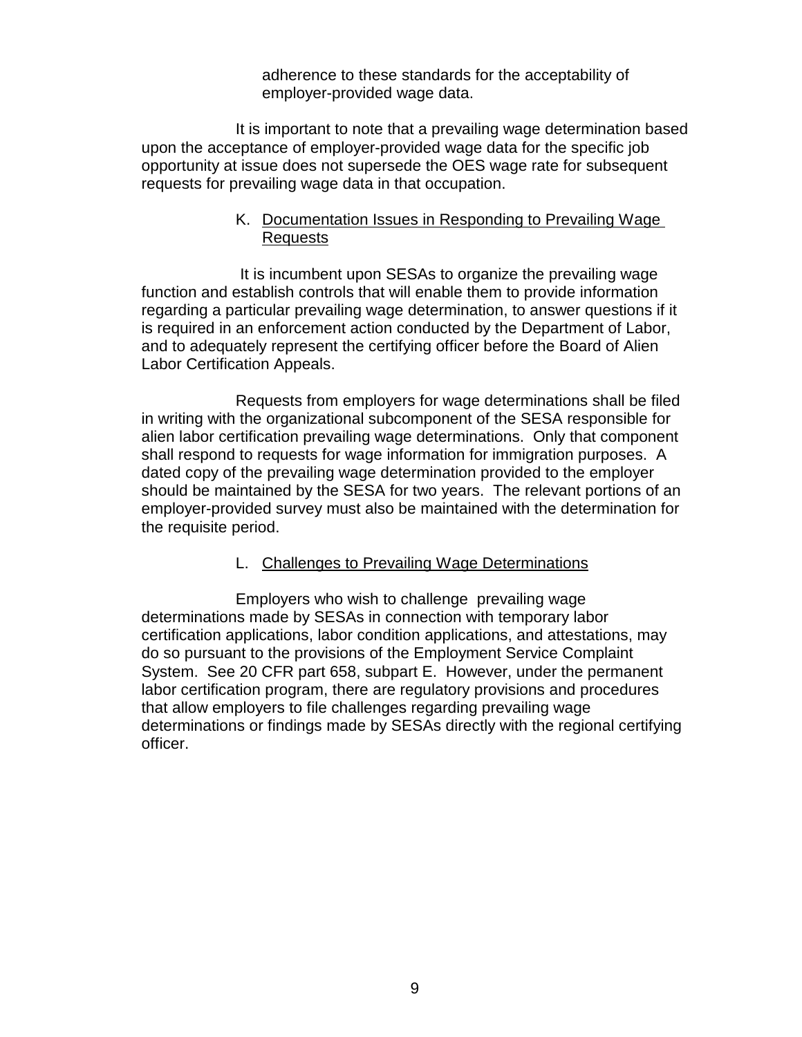adherence to these standards for the acceptability of employer-provided wage data.

It is important to note that a prevailing wage determination based upon the acceptance of employer-provided wage data for the specific job opportunity at issue does not supersede the OES wage rate for subsequent requests for prevailing wage data in that occupation.

### K. Documentation Issues in Responding to Prevailing Wage Requests

It is incumbent upon SESAs to organize the prevailing wage function and establish controls that will enable them to provide information regarding a particular prevailing wage determination, to answer questions if it is required in an enforcement action conducted by the Department of Labor, and to adequately represent the certifying officer before the Board of Alien Labor Certification Appeals.

Requests from employers for wage determinations shall be filed in writing with the organizational subcomponent of the SESA responsible for alien labor certification prevailing wage determinations. Only that component shall respond to requests for wage information for immigration purposes. A dated copy of the prevailing wage determination provided to the employer should be maintained by the SESA for two years. The relevant portions of an employer-provided survey must also be maintained with the determination for the requisite period.

### L. Challenges to Prevailing Wage Determinations

Employers who wish to challenge prevailing wage determinations made by SESAs in connection with temporary labor certification applications, labor condition applications, and attestations, may do so pursuant to the provisions of the Employment Service Complaint System. See 20 CFR part 658, subpart E. However, under the permanent labor certification program, there are regulatory provisions and procedures that allow employers to file challenges regarding prevailing wage determinations or findings made by SESAs directly with the regional certifying officer.